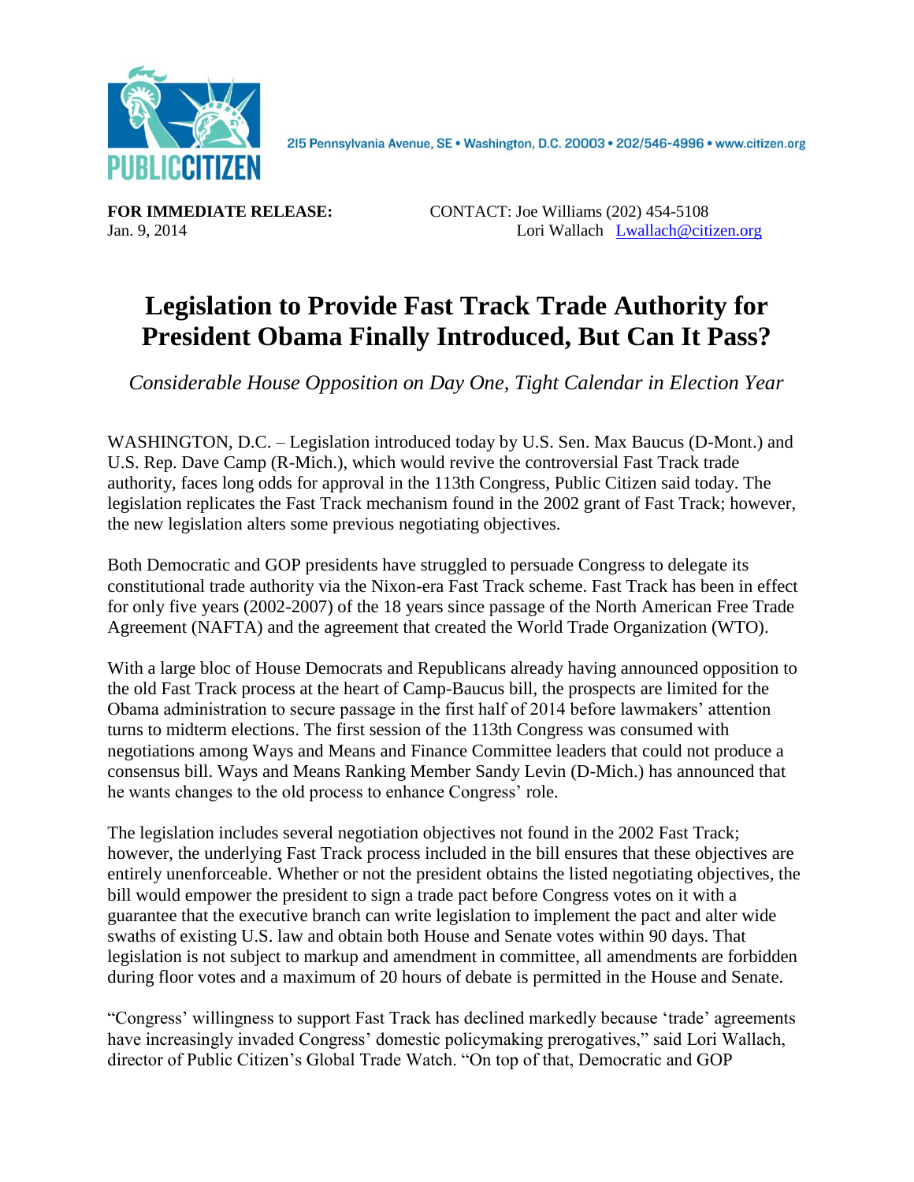PUBLIC CITIZEN

215 Pennsylvania Avenue, SE • Washington, D.C. 20003 • 202/546-4996 • www.citizen.org

**FOR IMMEDIATE RELEASE:**
Jan. 9, 2014

CONTACT: Joe Williams (202) 454-5108
Lori Wallach [Lwallach@citizen.org](mailto:Lwallach@citizen.org)

# Legislation to Provide Fast Track Trade Authority for President Obama Finally Introduced, But Can It Pass?

*Considerable House Opposition on Day One, Tight Calendar in Election Year*

WASHINGTON, D.C. – Legislation introduced today by U.S. Sen. Max Baucus (D-Mont.) and U.S. Rep. Dave Camp (R-Mich.), which would revive the controversial Fast Track trade authority, faces long odds for approval in the 113th Congress, Public Citizen said today. The legislation replicates the Fast Track mechanism found in the 2002 grant of Fast Track; however, the new legislation alters some previous negotiating objectives.

Both Democratic and GOP presidents have struggled to persuade Congress to delegate its constitutional trade authority via the Nixon-era Fast Track scheme. Fast Track has been in effect for only five years (2002-2007) of the 18 years since passage of the North American Free Trade Agreement (NAFTA) and the agreement that created the World Trade Organization (WTO).

With a large bloc of House Democrats and Republicans already having announced opposition to the old Fast Track process at the heart of Camp-Baucus bill, the prospects are limited for the Obama administration to secure passage in the first half of 2014 before lawmakers' attention turns to midterm elections. The first session of the 113th Congress was consumed with negotiations among Ways and Means and Finance Committee leaders that could not produce a consensus bill. Ways and Means Ranking Member Sandy Levin (D-Mich.) has announced that he wants changes to the old process to enhance Congress' role.

The legislation includes several negotiation objectives not found in the 2002 Fast Track; however, the underlying Fast Track process included in the bill ensures that these objectives are entirely unenforceable. Whether or not the president obtains the listed negotiating objectives, the bill would empower the president to sign a trade pact before Congress votes on it with a guarantee that the executive branch can write legislation to implement the pact and alter wide swaths of existing U.S. law and obtain both House and Senate votes within 90 days. That legislation is not subject to markup and amendment in committee, all amendments are forbidden during floor votes and a maximum of 20 hours of debate is permitted in the House and Senate.

"Congress' willingness to support Fast Track has declined markedly because 'trade' agreements have increasingly invaded Congress' domestic policymaking prerogatives," said Lori Wallach, director of Public Citizen's Global Trade Watch. "On top of that, Democratic and GOP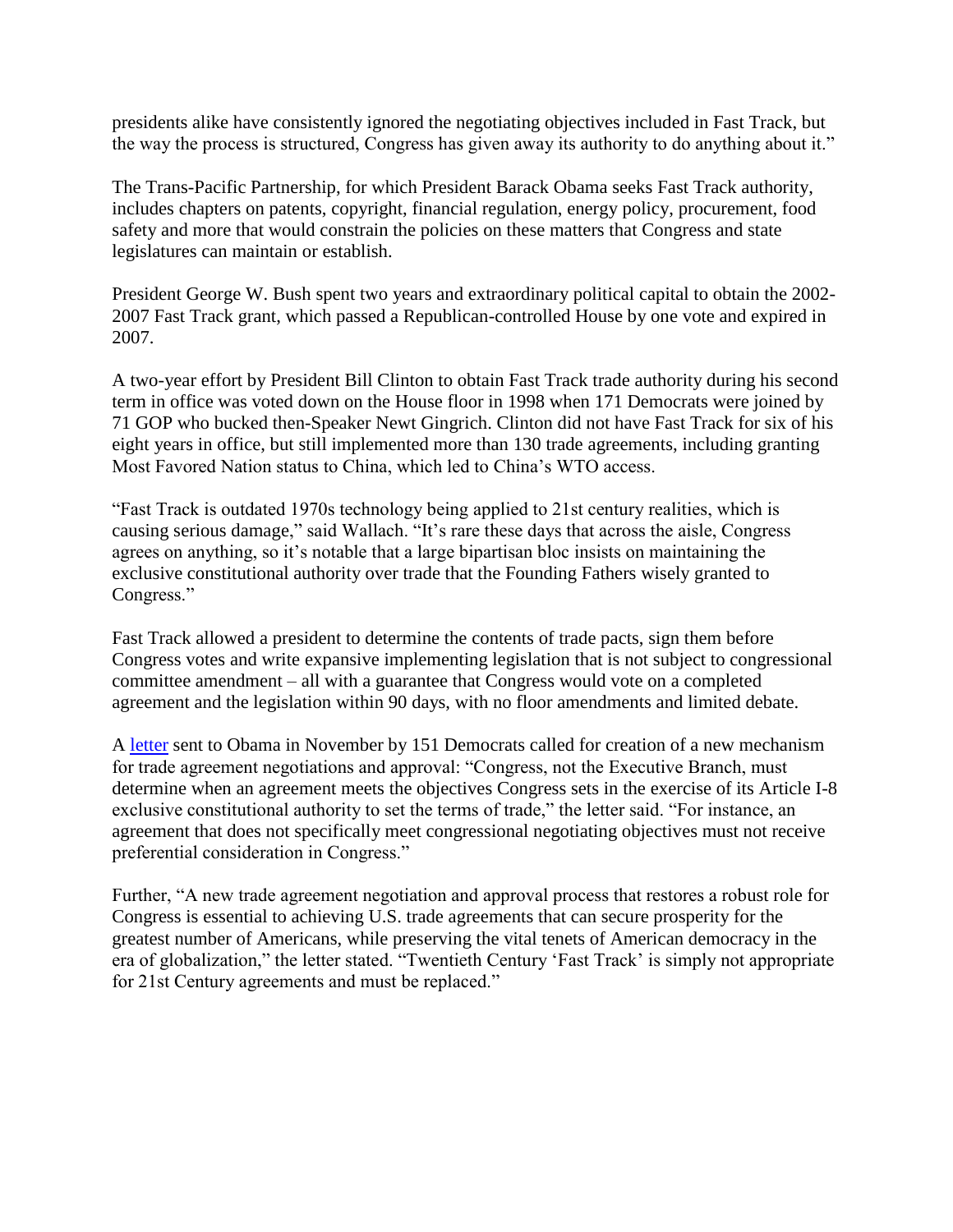presidents alike have consistently ignored the negotiating objectives included in Fast Track, but the way the process is structured, Congress has given away its authority to do anything about it."

The Trans-Pacific Partnership, for which President Barack Obama seeks Fast Track authority, includes chapters on patents, copyright, financial regulation, energy policy, procurement, food safety and more that would constrain the policies on these matters that Congress and state legislatures can maintain or establish.

President George W. Bush spent two years and extraordinary political capital to obtain the 2002-2007 Fast Track grant, which passed a Republican-controlled House by one vote and expired in 2007.

A two-year effort by President Bill Clinton to obtain Fast Track trade authority during his second term in office was voted down on the House floor in 1998 when 171 Democrats were joined by 71 GOP who bucked then-Speaker Newt Gingrich. Clinton did not have Fast Track for six of his eight years in office, but still implemented more than 130 trade agreements, including granting Most Favored Nation status to China, which led to China's WTO access.

"Fast Track is outdated 1970s technology being applied to 21st century realities, which is causing serious damage," said Wallach. "It's rare these days that across the aisle, Congress agrees on anything, so it's notable that a large bipartisan bloc insists on maintaining the exclusive constitutional authority over trade that the Founding Fathers wisely granted to Congress."

Fast Track allowed a president to determine the contents of trade pacts, sign them before Congress votes and write expansive implementing legislation that is not subject to congressional committee amendment – all with a guarantee that Congress would vote on a completed agreement and the legislation within 90 days, with no floor amendments and limited debate.

A letter sent to Obama in November by 151 Democrats called for creation of a new mechanism for trade agreement negotiations and approval: "Congress, not the Executive Branch, must determine when an agreement meets the objectives Congress sets in the exercise of its Article I-8 exclusive constitutional authority to set the terms of trade," the letter said. "For instance, an agreement that does not specifically meet congressional negotiating objectives must not receive preferential consideration in Congress."

Further, "A new trade agreement negotiation and approval process that restores a robust role for Congress is essential to achieving U.S. trade agreements that can secure prosperity for the greatest number of Americans, while preserving the vital tenets of American democracy in the era of globalization," the letter stated. "Twentieth Century 'Fast Track' is simply not appropriate for 21st Century agreements and must be replaced."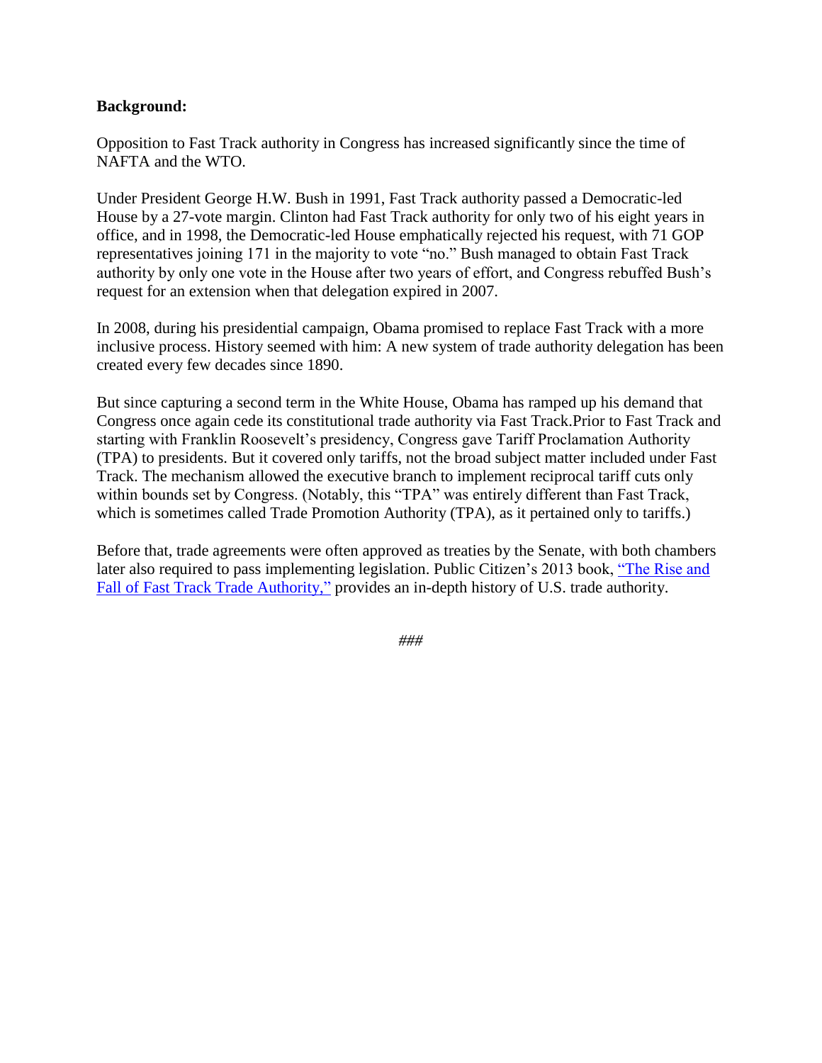**Background:**

Opposition to Fast Track authority in Congress has increased significantly since the time of NAFTA and the WTO.

Under President George H.W. Bush in 1991, Fast Track authority passed a Democratic-led House by a 27-vote margin. Clinton had Fast Track authority for only two of his eight years in office, and in 1998, the Democratic-led House emphatically rejected his request, with 71 GOP representatives joining 171 in the majority to vote "no." Bush managed to obtain Fast Track authority by only one vote in the House after two years of effort, and Congress rebuffed Bush's request for an extension when that delegation expired in 2007.

In 2008, during his presidential campaign, Obama promised to replace Fast Track with a more inclusive process. History seemed with him: A new system of trade authority delegation has been created every few decades since 1890.

But since capturing a second term in the White House, Obama has ramped up his demand that Congress once again cede its constitutional trade authority via Fast Track.Prior to Fast Track and starting with Franklin Roosevelt's presidency, Congress gave Tariff Proclamation Authority (TPA) to presidents. But it covered only tariffs, not the broad subject matter included under Fast Track. The mechanism allowed the executive branch to implement reciprocal tariff cuts only within bounds set by Congress. (Notably, this "TPA" was entirely different than Fast Track, which is sometimes called Trade Promotion Authority (TPA), as it pertained only to tariffs.)

Before that, trade agreements were often approved as treaties by the Senate, with both chambers later also required to pass implementing legislation. Public Citizen's 2013 book, "The Rise and Fall of Fast Track Trade Authority," provides an in-depth history of U.S. trade authority.

###